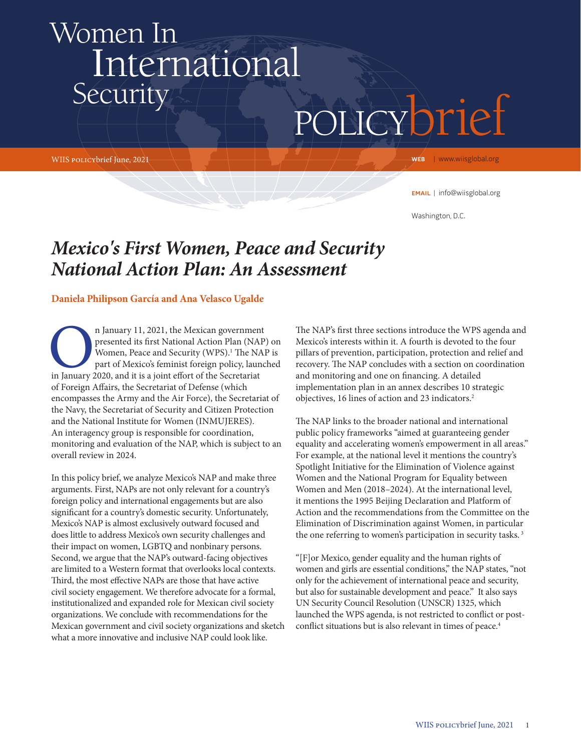# Women In International Security

POLICYbrief

WIIS POLICYbrief June, 2021

WEB | www.wiisglobal.org

EMAIL | info@wiisglobal.org

Washington, D.C.

## *Mexico's First Women, Peace and Security National Action Plan: An Assessment*

**Daniela Philipson García and Ana Velasco Ugalde**

On January 11, 2021, the Mexican government presented its first National Action Plan (NAP) on Women, Peace and Security (WPS).[1] The NAP is part of Mexico's feminist foreign policy, launched in January 2020, and it is a joint effort of the Secretariat of Foreign Affairs, the Secretariat of Defense (which encompasses the Army and the Air Force), the Secretariat of the Navy, the Secretariat of Security and Citizen Protection and the National Institute for Women (INMUJERES). An interagency group is responsible for coordination, monitoring and evaluation of the NAP, which is subject to an overall review in 2024.

In this policy brief, we analyze Mexico's NAP and make three arguments. First, NAPs are not only relevant for a country's foreign policy and international engagements but are also significant for a country's domestic security. Unfortunately, Mexico's NAP is almost exclusively outward focused and does little to address Mexico's own security challenges and their impact on women, LGBTQ and nonbinary persons. Second, we argue that the NAP's outward-facing objectives are limited to a Western format that overlooks local contexts. Third, the most effective NAPs are those that have active civil society engagement. We therefore advocate for a formal, institutionalized and expanded role for Mexican civil society organizations. We conclude with recommendations for the Mexican government and civil society organizations and sketch what a more innovative and inclusive NAP could look like.

The NAP's first three sections introduce the WPS agenda and Mexico's interests within it. A fourth is devoted to the four pillars of prevention, participation, protection and relief and recovery. The NAP concludes with a section on coordination and monitoring and one on financing. A detailed implementation plan in an annex describes 10 strategic objectives, 16 lines of action and 23 indicators.[2]

The NAP links to the broader national and international public policy frameworks "aimed at guaranteeing gender equality and accelerating women's empowerment in all areas." For example, at the national level it mentions the country's Spotlight Initiative for the Elimination of Violence against Women and the National Program for Equality between Women and Men (2018–2024). At the international level, it mentions the 1995 Beijing Declaration and Platform of Action and the recommendations from the Committee on the Elimination of Discrimination against Women, in particular the one referring to women's participation in security tasks.[3]

"[F]or Mexico, gender equality and the human rights of women and girls are essential conditions," the NAP states, "not only for the achievement of international peace and security, but also for sustainable development and peace." It also says UN Security Council Resolution (UNSCR) 1325, which launched the WPS agenda, is not restricted to conflict or post-conflict situations but is also relevant in times of peace.[4]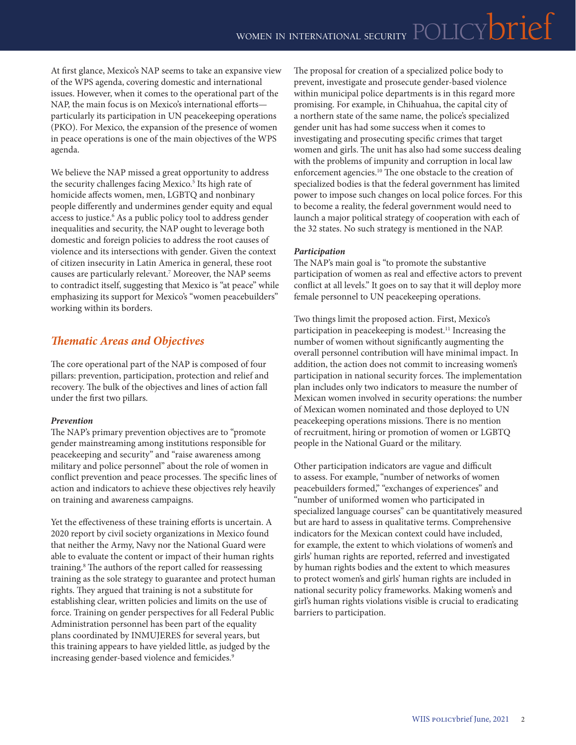At first glance, Mexico's NAP seems to take an expansive view of the WPS agenda, covering domestic and international issues. However, when it comes to the operational part of the NAP, the main focus is on Mexico's international efforts—particularly its participation in UN peacekeeping operations (PKO). For Mexico, the expansion of the presence of women in peace operations is one of the main objectives of the WPS agenda.

We believe the NAP missed a great opportunity to address the security challenges facing Mexico.[5] Its high rate of homicide affects women, men, LGBTQ and nonbinary people differently and undermines gender equity and equal access to justice.[6] As a public policy tool to address gender inequalities and security, the NAP ought to leverage both domestic and foreign policies to address the root causes of violence and its intersections with gender. Given the context of citizen insecurity in Latin America in general, these root causes are particularly relevant.[7] Moreover, the NAP seems to contradict itself, suggesting that Mexico is "at peace" while emphasizing its support for Mexico's "women peacebuilders" working within its borders.

## *Thematic Areas and Objectives*

The core operational part of the NAP is composed of four pillars: prevention, participation, protection and relief and recovery. The bulk of the objectives and lines of action fall under the first two pillars.

***Prevention***

The NAP's primary prevention objectives are to "promote gender mainstreaming among institutions responsible for peacekeeping and security" and "raise awareness among military and police personnel" about the role of women in conflict prevention and peace processes. The specific lines of action and indicators to achieve these objectives rely heavily on training and awareness campaigns.

Yet the effectiveness of these training efforts is uncertain. A 2020 report by civil society organizations in Mexico found that neither the Army, Navy nor the National Guard were able to evaluate the content or impact of their human rights training.[8] The authors of the report called for reassessing training as the sole strategy to guarantee and protect human rights. They argued that training is not a substitute for establishing clear, written policies and limits on the use of force. Training on gender perspectives for all Federal Public Administration personnel has been part of the equality plans coordinated by INMUJERES for several years, but this training appears to have yielded little, as judged by the increasing gender-based violence and femicides.[9]

The proposal for creation of a specialized police body to prevent, investigate and prosecute gender-based violence within municipal police departments is in this regard more promising. For example, in Chihuahua, the capital city of a northern state of the same name, the police's specialized gender unit has had some success when it comes to investigating and prosecuting specific crimes that target women and girls. The unit has also had some success dealing with the problems of impunity and corruption in local law enforcement agencies.[10] The one obstacle to the creation of specialized bodies is that the federal government has limited power to impose such changes on local police forces. For this to become a reality, the federal government would need to launch a major political strategy of cooperation with each of the 32 states. No such strategy is mentioned in the NAP.

***Participation***

The NAP's main goal is "to promote the substantive participation of women as real and effective actors to prevent conflict at all levels." It goes on to say that it will deploy more female personnel to UN peacekeeping operations.

Two things limit the proposed action. First, Mexico's participation in peacekeeping is modest.[11] Increasing the number of women without significantly augmenting the overall personnel contribution will have minimal impact. In addition, the action does not commit to increasing women's participation in national security forces. The implementation plan includes only two indicators to measure the number of Mexican women involved in security operations: the number of Mexican women nominated and those deployed to UN peacekeeping operations missions. There is no mention of recruitment, hiring or promotion of women or LGBTQ people in the National Guard or the military.

Other participation indicators are vague and difficult to assess. For example, "number of networks of women peacebuilders formed," "exchanges of experiences" and "number of uniformed women who participated in specialized language courses" can be quantitatively measured but are hard to assess in qualitative terms. Comprehensive indicators for the Mexican context could have included, for example, the extent to which violations of women's and girls' human rights are reported, referred and investigated by human rights bodies and the extent to which measures to protect women's and girls' human rights are included in national security policy frameworks. Making women's and girl's human rights violations visible is crucial to eradicating barriers to participation.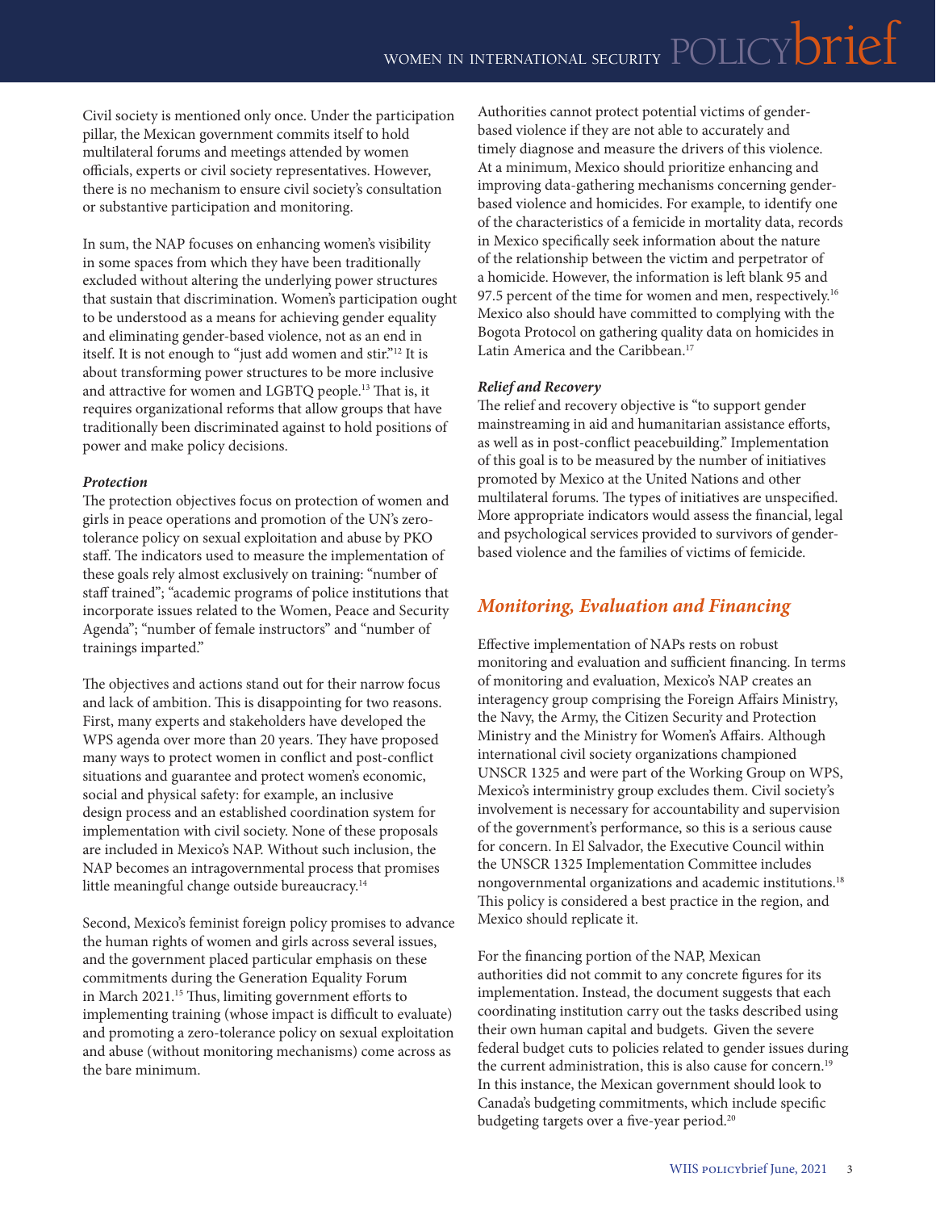Civil society is mentioned only once. Under the participation pillar, the Mexican government commits itself to hold multilateral forums and meetings attended by women officials, experts or civil society representatives. However, there is no mechanism to ensure civil society's consultation or substantive participation and monitoring.

In sum, the NAP focuses on enhancing women's visibility in some spaces from which they have been traditionally excluded without altering the underlying power structures that sustain that discrimination. Women's participation ought to be understood as a means for achieving gender equality and eliminating gender-based violence, not as an end in itself. It is not enough to "just add women and stir."[12] It is about transforming power structures to be more inclusive and attractive for women and LGBTQ people.[13] That is, it requires organizational reforms that allow groups that have traditionally been discriminated against to hold positions of power and make policy decisions.

***Protection***

The protection objectives focus on protection of women and girls in peace operations and promotion of the UN's zero-tolerance policy on sexual exploitation and abuse by PKO staff. The indicators used to measure the implementation of these goals rely almost exclusively on training: "number of staff trained"; "academic programs of police institutions that incorporate issues related to the Women, Peace and Security Agenda"; "number of female instructors" and "number of trainings imparted."

The objectives and actions stand out for their narrow focus and lack of ambition. This is disappointing for two reasons. First, many experts and stakeholders have developed the WPS agenda over more than 20 years. They have proposed many ways to protect women in conflict and post-conflict situations and guarantee and protect women's economic, social and physical safety: for example, an inclusive design process and an established coordination system for implementation with civil society. None of these proposals are included in Mexico's NAP. Without such inclusion, the NAP becomes an intragovernmental process that promises little meaningful change outside bureaucracy.[14]

Second, Mexico's feminist foreign policy promises to advance the human rights of women and girls across several issues, and the government placed particular emphasis on these commitments during the Generation Equality Forum in March 2021.[15] Thus, limiting government efforts to implementing training (whose impact is difficult to evaluate) and promoting a zero-tolerance policy on sexual exploitation and abuse (without monitoring mechanisms) come across as the bare minimum.

Authorities cannot protect potential victims of gender-based violence if they are not able to accurately and timely diagnose and measure the drivers of this violence. At a minimum, Mexico should prioritize enhancing and improving data-gathering mechanisms concerning gender-based violence and homicides. For example, to identify one of the characteristics of a femicide in mortality data, records in Mexico specifically seek information about the nature of the relationship between the victim and perpetrator of a homicide. However, the information is left blank 95 and 97.5 percent of the time for women and men, respectively.[16] Mexico also should have committed to complying with the Bogota Protocol on gathering quality data on homicides in Latin America and the Caribbean.[17]

***Relief and Recovery***

The relief and recovery objective is "to support gender mainstreaming in aid and humanitarian assistance efforts, as well as in post-conflict peacebuilding." Implementation of this goal is to be measured by the number of initiatives promoted by Mexico at the United Nations and other multilateral forums. The types of initiatives are unspecified. More appropriate indicators would assess the financial, legal and psychological services provided to survivors of gender-based violence and the families of victims of femicide.

## *Monitoring, Evaluation and Financing*

Effective implementation of NAPs rests on robust monitoring and evaluation and sufficient financing. In terms of monitoring and evaluation, Mexico's NAP creates an interagency group comprising the Foreign Affairs Ministry, the Navy, the Army, the Citizen Security and Protection Ministry and the Ministry for Women's Affairs. Although international civil society organizations championed UNSCR 1325 and were part of the Working Group on WPS, Mexico's interministry group excludes them. Civil society's involvement is necessary for accountability and supervision of the government's performance, so this is a serious cause for concern. In El Salvador, the Executive Council within the UNSCR 1325 Implementation Committee includes nongovernmental organizations and academic institutions.[18] This policy is considered a best practice in the region, and Mexico should replicate it.

For the financing portion of the NAP, Mexican authorities did not commit to any concrete figures for its implementation. Instead, the document suggests that each coordinating institution carry out the tasks described using their own human capital and budgets. Given the severe federal budget cuts to policies related to gender issues during the current administration, this is also cause for concern.[19] In this instance, the Mexican government should look to Canada's budgeting commitments, which include specific budgeting targets over a five-year period.[20]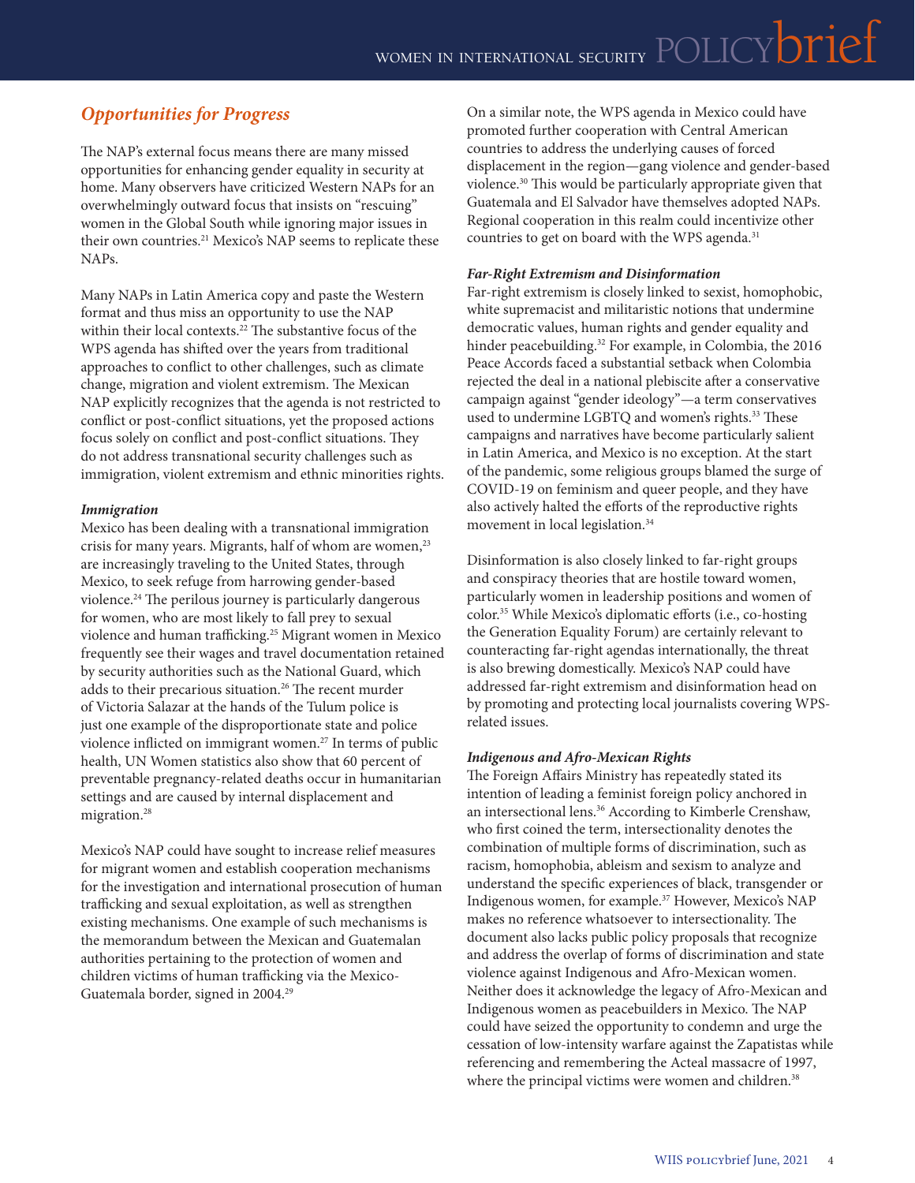## *Opportunities for Progress*

The NAP's external focus means there are many missed opportunities for enhancing gender equality in security at home. Many observers have criticized Western NAPs for an overwhelmingly outward focus that insists on "rescuing" women in the Global South while ignoring major issues in their own countries.[21] Mexico's NAP seems to replicate these NAPs.

Many NAPs in Latin America copy and paste the Western format and thus miss an opportunity to use the NAP within their local contexts.[22] The substantive focus of the WPS agenda has shifted over the years from traditional approaches to conflict to other challenges, such as climate change, migration and violent extremism. The Mexican NAP explicitly recognizes that the agenda is not restricted to conflict or post-conflict situations, yet the proposed actions focus solely on conflict and post-conflict situations. They do not address transnational security challenges such as immigration, violent extremism and ethnic minorities rights.

***Immigration***

Mexico has been dealing with a transnational immigration crisis for many years. Migrants, half of whom are women,[23] are increasingly traveling to the United States, through Mexico, to seek refuge from harrowing gender-based violence.[24] The perilous journey is particularly dangerous for women, who are most likely to fall prey to sexual violence and human trafficking.[25] Migrant women in Mexico frequently see their wages and travel documentation retained by security authorities such as the National Guard, which adds to their precarious situation.[26] The recent murder of Victoria Salazar at the hands of the Tulum police is just one example of the disproportionate state and police violence inflicted on immigrant women.[27] In terms of public health, UN Women statistics also show that 60 percent of preventable pregnancy-related deaths occur in humanitarian settings and are caused by internal displacement and migration.[28]

Mexico's NAP could have sought to increase relief measures for migrant women and establish cooperation mechanisms for the investigation and international prosecution of human trafficking and sexual exploitation, as well as strengthen existing mechanisms. One example of such mechanisms is the memorandum between the Mexican and Guatemalan authorities pertaining to the protection of women and children victims of human trafficking via the Mexico-Guatemala border, signed in 2004.[29]

On a similar note, the WPS agenda in Mexico could have promoted further cooperation with Central American countries to address the underlying causes of forced displacement in the region—gang violence and gender-based violence.[30] This would be particularly appropriate given that Guatemala and El Salvador have themselves adopted NAPs. Regional cooperation in this realm could incentivize other countries to get on board with the WPS agenda.[31]

***Far-Right Extremism and Disinformation***

Far-right extremism is closely linked to sexist, homophobic, white supremacist and militaristic notions that undermine democratic values, human rights and gender equality and hinder peacebuilding.[32] For example, in Colombia, the 2016 Peace Accords faced a substantial setback when Colombia rejected the deal in a national plebiscite after a conservative campaign against "gender ideology"—a term conservatives used to undermine LGBTQ and women's rights.[33] These campaigns and narratives have become particularly salient in Latin America, and Mexico is no exception. At the start of the pandemic, some religious groups blamed the surge of COVID-19 on feminism and queer people, and they have also actively halted the efforts of the reproductive rights movement in local legislation.[34]

Disinformation is also closely linked to far-right groups and conspiracy theories that are hostile toward women, particularly women in leadership positions and women of color.[35] While Mexico's diplomatic efforts (i.e., co-hosting the Generation Equality Forum) are certainly relevant to counteracting far-right agendas internationally, the threat is also brewing domestically. Mexico's NAP could have addressed far-right extremism and disinformation head on by promoting and protecting local journalists covering WPS-related issues.

***Indigenous and Afro-Mexican Rights***

The Foreign Affairs Ministry has repeatedly stated its intention of leading a feminist foreign policy anchored in an intersectional lens.[36] According to Kimberle Crenshaw, who first coined the term, intersectionality denotes the combination of multiple forms of discrimination, such as racism, homophobia, ableism and sexism to analyze and understand the specific experiences of black, transgender or Indigenous women, for example.[37] However, Mexico's NAP makes no reference whatsoever to intersectionality. The document also lacks public policy proposals that recognize and address the overlap of forms of discrimination and state violence against Indigenous and Afro-Mexican women. Neither does it acknowledge the legacy of Afro-Mexican and Indigenous women as peacebuilders in Mexico. The NAP could have seized the opportunity to condemn and urge the cessation of low-intensity warfare against the Zapatistas while referencing and remembering the Acteal massacre of 1997, where the principal victims were women and children.[38]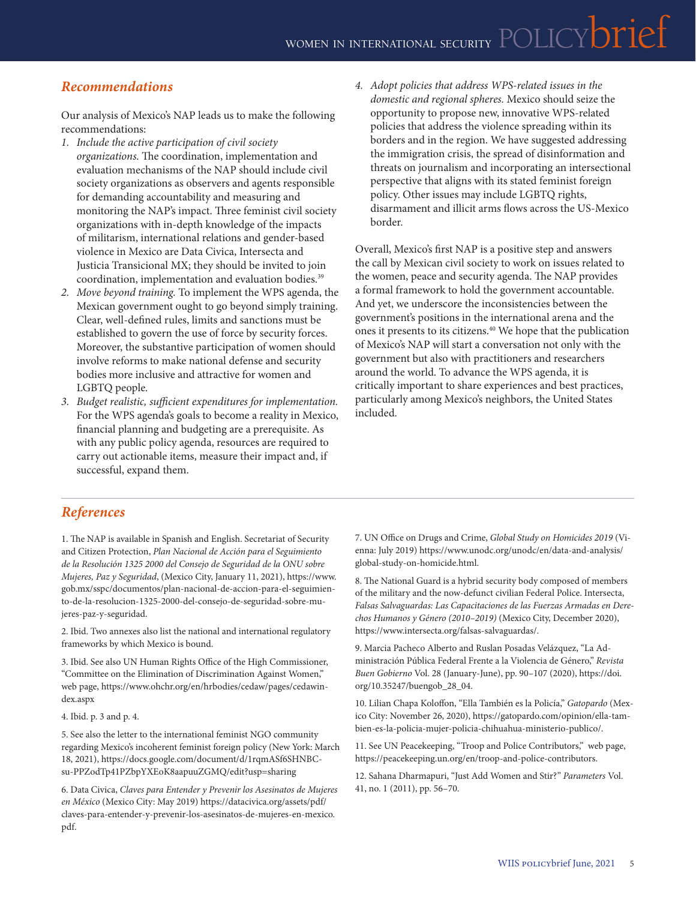## *Recommendations*

Our analysis of Mexico's NAP leads us to make the following recommendations:

1. *Include the active participation of civil society organizations.* The coordination, implementation and evaluation mechanisms of the NAP should include civil society organizations as observers and agents responsible for demanding accountability and measuring and monitoring the NAP's impact. Three feminist civil society organizations with in-depth knowledge of the impacts of militarism, international relations and gender-based violence in Mexico are Data Civica, Intersecta and Justicia Transicional MX; they should be invited to join coordination, implementation and evaluation bodies.[39]
2. *Move beyond training.* To implement the WPS agenda, the Mexican government ought to go beyond simply training. Clear, well-defined rules, limits and sanctions must be established to govern the use of force by security forces. Moreover, the substantive participation of women should involve reforms to make national defense and security bodies more inclusive and attractive for women and LGBTQ people.
3. *Budget realistic, sufficient expenditures for implementation.* For the WPS agenda's goals to become a reality in Mexico, financial planning and budgeting are a prerequisite. As with any public policy agenda, resources are required to carry out actionable items, measure their impact and, if successful, expand them.
4. *Adopt policies that address WPS-related issues in the domestic and regional spheres.* Mexico should seize the opportunity to propose new, innovative WPS-related policies that address the violence spreading within its borders and in the region. We have suggested addressing the immigration crisis, the spread of disinformation and threats on journalism and incorporating an intersectional perspective that aligns with its stated feminist foreign policy. Other issues may include LGBTQ rights, disarmament and illicit arms flows across the US-Mexico border.

Overall, Mexico's first NAP is a positive step and answers the call by Mexican civil society to work on issues related to the women, peace and security agenda. The NAP provides a formal framework to hold the government accountable. And yet, we underscore the inconsistencies between the government's positions in the international arena and the ones it presents to its citizens.[40] We hope that the publication of Mexico's NAP will start a conversation not only with the government but also with practitioners and researchers around the world. To advance the WPS agenda, it is critically important to share experiences and best practices, particularly among Mexico's neighbors, the United States included.

## *References*

1. The NAP is available in Spanish and English. Secretariat of Security and Citizen Protection, *Plan Nacional de Acción para el Seguimiento de la Resolución 1325 2000 del Consejo de Seguridad de la ONU sobre Mujeres, Paz y Seguridad*, (Mexico City, January 11, 2021), https://www.gob.mx/sspc/documentos/plan-nacional-de-accion-para-el-seguimiento-de-la-resolucion-1325-2000-del-consejo-de-seguridad-sobre-mujeres-paz-y-seguridad.

2. Ibid. Two annexes also list the national and international regulatory frameworks by which Mexico is bound.

3. Ibid. See also UN Human Rights Office of the High Commissioner, "Committee on the Elimination of Discrimination Against Women," web page, https://www.ohchr.org/en/hrbodies/cedaw/pages/cedawindex.aspx

4. Ibid. p. 3 and p. 4.

5. See also the letter to the international feminist NGO community regarding Mexico's incoherent feminist foreign policy (New York: March 18, 2021), https://docs.google.com/document/d/1rqmASf6SHNBCsu-PPZodTp41PZbpYXEoK8aapuuZGMQ/edit?usp=sharing

6. Data Civica, *Claves para Entender y Prevenir los Asesinatos de Mujeres en México* (Mexico City: May 2019) https://datacivica.org/assets/pdf/claves-para-entender-y-prevenir-los-asesinatos-de-mujeres-en-mexico.pdf.

7. UN Office on Drugs and Crime, *Global Study on Homicides 2019* (Vienna: July 2019) https://www.unodc.org/unodc/en/data-and-analysis/global-study-on-homicide.html.

8. The National Guard is a hybrid security body composed of members of the military and the now-defunct civilian Federal Police. Intersecta, *Falsas Salvaguardas: Las Capacitaciones de las Fuerzas Armadas en Derechos Humanos y Género (2010–2019)* (Mexico City, December 2020), https://www.intersecta.org/falsas-salvaguardas/.

9. Marcia Pacheco Alberto and Ruslan Posadas Velázquez, "La Administración Pública Federal Frente a la Violencia de Género," *Revista Buen Gobierno* Vol. 28 (January-June), pp. 90–107 (2020), https://doi.org/10.35247/buengob_28_04.

10. Lilian Chapa Koloffon, "Ella También es la Policía," *Gatopardo* (Mexico City: November 26, 2020), https://gatopardo.com/opinion/ella-tambien-es-la-policia-mujer-policia-chihuahua-ministerio-publico/.

11. See UN Peacekeeping, "Troop and Police Contributors," web page, https://peacekeeping.un.org/en/troop-and-police-contributors.

12. Sahana Dharmapuri, "Just Add Women and Stir?" *Parameters* Vol. 41, no. 1 (2011), pp. 56–70.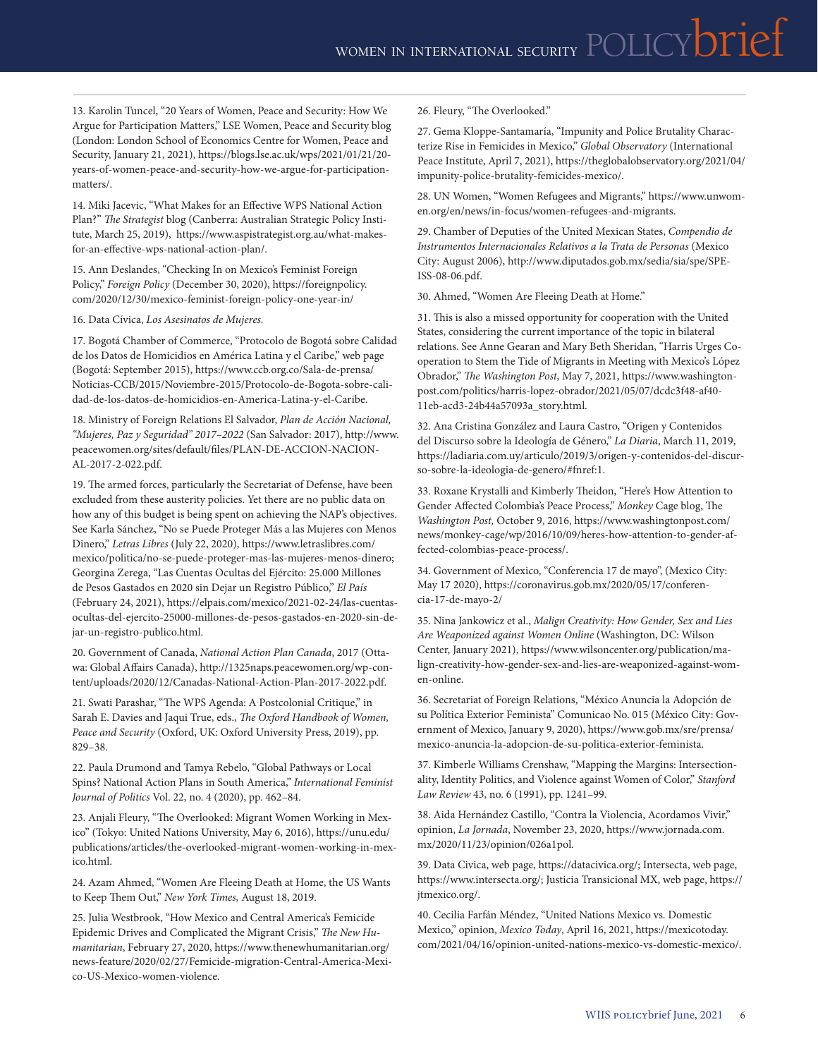13. Karolin Tuncel, "20 Years of Women, Peace and Security: How We Argue for Participation Matters," LSE Women, Peace and Security blog (London: London School of Economics Centre for Women, Peace and Security, January 21, 2021), https://blogs.lse.ac.uk/wps/2021/01/21/20-years-of-women-peace-and-security-how-we-argue-for-participation-matters/.

14. Miki Jacevic, "What Makes for an Effective WPS National Action Plan?" *The Strategist* blog (Canberra: Australian Strategic Policy Institute, March 25, 2019), https://www.aspistrategist.org.au/what-makes-for-an-effective-wps-national-action-plan/.

15. Ann Deslandes, "Checking In on Mexico's Feminist Foreign Policy," *Foreign Policy* (December 30, 2020), https://foreignpolicy.com/2020/12/30/mexico-feminist-foreign-policy-one-year-in/

16. Data Cívica, *Los Asesinatos de Mujeres.*

17. Bogotá Chamber of Commerce, "Protocolo de Bogotá sobre Calidad de los Datos de Homicidios en América Latina y el Caribe," web page (Bogotá: September 2015), https://www.ccb.org.co/Sala-de-prensa/Noticias-CCB/2015/Noviembre-2015/Protocolo-de-Bogota-sobre-calidad-de-los-datos-de-homicidios-en-America-Latina-y-el-Caribe.

18. Ministry of Foreign Relations El Salvador, *Plan de Acción Nacional, "Mujeres, Paz y Seguridad" 2017–2022* (San Salvador: 2017), http://www.peacewomen.org/sites/default/files/PLAN-DE-ACCION-NACIONAL-2017-2-022.pdf.

19. The armed forces, particularly the Secretariat of Defense, have been excluded from these austerity policies. Yet there are no public data on how any of this budget is being spent on achieving the NAP's objectives. See Karla Sánchez, "No se Puede Proteger Más a las Mujeres con Menos Dinero," *Letras Libres* (July 22, 2020), https://www.letraslibres.com/mexico/politica/no-se-puede-proteger-mas-las-mujeres-menos-dinero; Georgina Zerega, "Las Cuentas Ocultas del Ejército: 25.000 Millones de Pesos Gastados en 2020 sin Dejar un Registro Público," *El País* (February 24, 2021), https://elpais.com/mexico/2021-02-24/las-cuentas-ocultas-del-ejercito-25000-millones-de-pesos-gastados-en-2020-sin-dejar-un-registro-publico.html.

20. Government of Canada, *National Action Plan Canada*, 2017 (Ottawa: Global Affairs Canada), http://1325naps.peacewomen.org/wp-content/uploads/2020/12/Canadas-National-Action-Plan-2017-2022.pdf.

21. Swati Parashar, "The WPS Agenda: A Postcolonial Critique," in Sarah E. Davies and Jaqui True, eds., *The Oxford Handbook of Women, Peace and Security* (Oxford, UK: Oxford University Press, 2019), pp. 829–38.

22. Paula Drumond and Tamya Rebelo, "Global Pathways or Local Spins? National Action Plans in South America," *International Feminist Journal of Politics* Vol. 22, no. 4 (2020), pp. 462–84.

23. Anjali Fleury, "The Overlooked: Migrant Women Working in Mexico" (Tokyo: United Nations University, May 6, 2016), https://unu.edu/publications/articles/the-overlooked-migrant-women-working-in-mexico.html.

24. Azam Ahmed, "Women Are Fleeing Death at Home, the US Wants to Keep Them Out," *New York Times,* August 18, 2019.

25. Julia Westbrook, "How Mexico and Central America's Femicide Epidemic Drives and Complicated the Migrant Crisis," *The New Humanitarian*, February 27, 2020, https://www.thenewhumanitarian.org/news-feature/2020/02/27/Femicide-migration-Central-America-Mexico-US-Mexico-women-violence.

26. Fleury, "The Overlooked."

27. Gema Kloppe-Santamaría, "Impunity and Police Brutality Characterize Rise in Femicides in Mexico," *Global Observatory* (International Peace Institute, April 7, 2021), https://theglobalobservatory.org/2021/04/impunity-police-brutality-femicides-mexico/.

28. UN Women, "Women Refugees and Migrants," https://www.unwomen.org/en/news/in-focus/women-refugees-and-migrants.

29. Chamber of Deputies of the United Mexican States, *Compendio de Instrumentos Internacionales Relativos a la Trata de Personas* (Mexico City: August 2006), http://www.diputados.gob.mx/sedia/sia/spe/SPE-ISS-08-06.pdf.

30. Ahmed, "Women Are Fleeing Death at Home."

31. This is also a missed opportunity for cooperation with the United States, considering the current importance of the topic in bilateral relations. See Anne Gearan and Mary Beth Sheridan, "Harris Urges Cooperation to Stem the Tide of Migrants in Meeting with Mexico's López Obrador," *The Washington Post*, May 7, 2021, https://www.washingtonpost.com/politics/harris-lopez-obrador/2021/05/07/dcdc3f48-af40-11eb-acd3-24b44a57093a_story.html.

32. Ana Cristina González and Laura Castro, "Origen y Contenidos del Discurso sobre la Ideología de Género," *La Diaria*, March 11, 2019, https://ladiaria.com.uy/articulo/2019/3/origen-y-contenidos-del-discurso-sobre-la-ideologia-de-genero/#fnref:1.

33. Roxane Krystalli and Kimberly Theidon, "Here's How Attention to Gender Affected Colombia's Peace Process," *Monkey* Cage blog, The *Washington Post,* October 9, 2016, https://www.washingtonpost.com/news/monkey-cage/wp/2016/10/09/heres-how-attention-to-gender-affected-colombias-peace-process/.

34. Government of Mexico, "Conferencia 17 de mayo", (Mexico City: May 17 2020), https://coronavirus.gob.mx/2020/05/17/conferencia-17-de-mayo-2/

35. Nina Jankowicz et al., *Malign Creativity: How Gender, Sex and Lies Are Weaponized against Women Online* (Washington, DC: Wilson Center, January 2021), https://www.wilsoncenter.org/publication/malign-creativity-how-gender-sex-and-lies-are-weaponized-against-women-online.

36. Secretariat of Foreign Relations, "México Anuncia la Adopción de su Política Exterior Feminista" Comunicao No. 015 (México City: Government of Mexico, January 9, 2020), https://www.gob.mx/sre/prensa/mexico-anuncia-la-adopcion-de-su-politica-exterior-feminista.

37. Kimberle Williams Crenshaw, "Mapping the Margins: Intersectionality, Identity Politics, and Violence against Women of Color," *Stanford Law Review* 43, no. 6 (1991), pp. 1241–99.

38. Aida Hernández Castillo, "Contra la Violencia, Acordamos Vivir," opinion, *La Jornada*, November 23, 2020, https://www.jornada.com.mx/2020/11/23/opinion/026a1pol.

39. Data Civica, web page, https://datacivica.org/; Intersecta, web page, https://www.intersecta.org/; Justicia Transicional MX, web page, https://jtmexico.org/.

40. Cecilia Farfán Méndez, "United Nations Mexico vs. Domestic Mexico," opinion, *Mexico Today*, April 16, 2021, https://mexicotoday.com/2021/04/16/opinion-united-nations-mexico-vs-domestic-mexico/.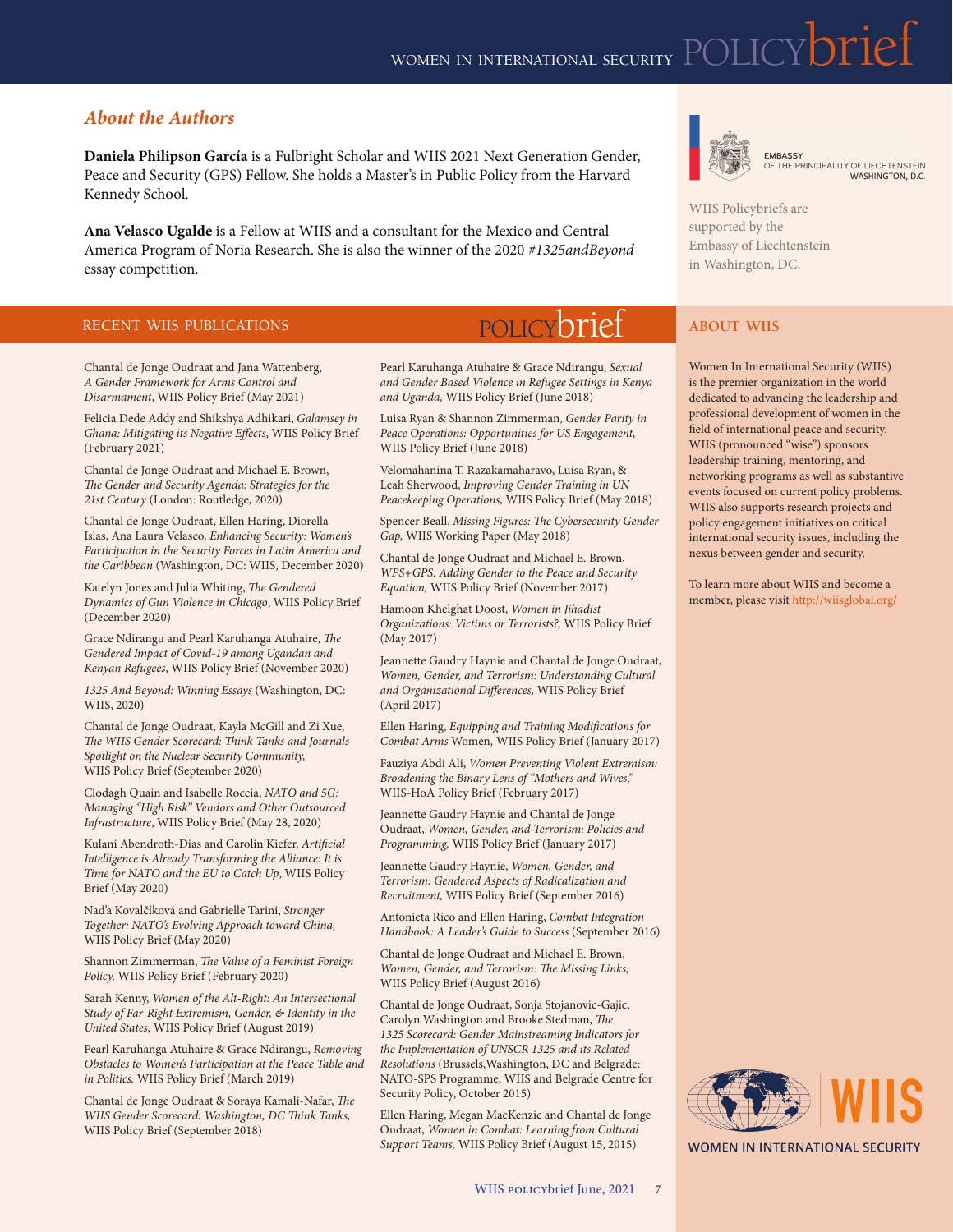## *About the Authors*

**Daniela Philipson García** is a Fulbright Scholar and WIIS 2021 Next Generation Gender, Peace and Security (GPS) Fellow. She holds a Master's in Public Policy from the Harvard Kennedy School.

**Ana Velasco Ugalde** is a Fellow at WIIS and a consultant for the Mexico and Central America Program of Noria Research. She is also the winner of the 2020 *#1325andBeyond* essay competition.

EMBASSY OF THE PRINCIPALITY OF LIECHTENSTEIN WASHINGTON, D.C.

WIIS Policybriefs are supported by the Embassy of Liechtenstein in Washington, DC.

## RECENT WIIS PUBLICATIONS

Chantal de Jonge Oudraat and Jana Wattenberg, *A Gender Framework for Arms Control and Disarmament*, WIIS Policy Brief (May 2021)

Felicia Dede Addy and Shikshya Adhikari, *Galamsey in Ghana: Mitigating its Negative Effects*, WIIS Policy Brief (February 2021)

Chantal de Jonge Oudraat and Michael E. Brown, *The Gender and Security Agenda: Strategies for the 21st Century* (London: Routledge, 2020)

Chantal de Jonge Oudraat, Ellen Haring, Diorella Islas, Ana Laura Velasco, *Enhancing Security: Women's Participation in the Security Forces in Latin America and the Caribbean* (Washington, DC: WIIS, December 2020)

Katelyn Jones and Julia Whiting, *The Gendered Dynamics of Gun Violence in Chicago*, WIIS Policy Brief (December 2020)

Grace Ndirangu and Pearl Karuhanga Atuhaire, *The Gendered Impact of Covid-19 among Ugandan and Kenyan Refugees*, WIIS Policy Brief (November 2020)

*1325 And Beyond: Winning Essays* (Washington, DC: WIIS, 2020)

Chantal de Jonge Oudraat, Kayla McGill and Zi Xue, *The WIIS Gender Scorecard: Think Tanks and Journals-Spotlight on the Nuclear Security Community,* WIIS Policy Brief (September 2020)

Clodagh Quain and Isabelle Roccia, *NATO and 5G: Managing "High Risk" Vendors and Other Outsourced Infrastructure*, WIIS Policy Brief (May 28, 2020)

Kulani Abendroth-Dias and Carolin Kiefer, *Artificial Intelligence is Already Transforming the Alliance: It is Time for NATO and the EU to Catch Up*, WIIS Policy Brief (May 2020)

Nad'a Kovalčíková and Gabrielle Tarini, *Stronger Together: NATO's Evolving Approach toward China,* WIIS Policy Brief (May 2020)

Shannon Zimmerman, *The Value of a Feminist Foreign Policy,* WIIS Policy Brief (February 2020)

Sarah Kenny, *Women of the Alt-Right: An Intersectional Study of Far-Right Extremism, Gender, & Identity in the United States,* WIIS Policy Brief (August 2019)

Pearl Karuhanga Atuhaire & Grace Ndirangu, *Removing Obstacles to Women's Participation at the Peace Table and in Politics,* WIIS Policy Brief (March 2019)

Chantal de Jonge Oudraat & Soraya Kamali-Nafar, *The WIIS Gender Scorecard: Washington, DC Think Tanks,* WIIS Policy Brief (September 2018)

Pearl Karuhanga Atuhaire & Grace Ndirangu, *Sexual and Gender Based Violence in Refugee Settings in Kenya and Uganda,* WIIS Policy Brief (June 2018)

Luisa Ryan & Shannon Zimmerman, *Gender Parity in Peace Operations: Opportunities for US Engagement,* WIIS Policy Brief (June 2018)

Velomahanina T. Razakamaharavo, Luisa Ryan, & Leah Sherwood, *Improving Gender Training in UN Peacekeeping Operations,* WIIS Policy Brief (May 2018)

Spencer Beall, *Missing Figures: The Cybersecurity Gender Gap,* WIIS Working Paper (May 2018)

Chantal de Jonge Oudraat and Michael E. Brown, *WPS+GPS: Adding Gender to the Peace and Security Equation,* WIIS Policy Brief (November 2017)

Hamoon Khelghat Doost, *Women in Jihadist Organizations: Victims or Terrorists?,* WIIS Policy Brief (May 2017)

Jeannette Gaudry Haynie and Chantal de Jonge Oudraat, *Women, Gender, and Terrorism: Understanding Cultural and Organizational Differences,* WIIS Policy Brief (April 2017)

Ellen Haring, *Equipping and Training Modifications for Combat Arms* Women, WIIS Policy Brief (January 2017)

Fauziya Abdi Ali, *Women Preventing Violent Extremism: Broadening the Binary Lens of "Mothers and Wives,"* WIIS-HoA Policy Brief (February 2017)

Jeannette Gaudry Haynie and Chantal de Jonge Oudraat, *Women, Gender, and Terrorism: Policies and Programming,* WIIS Policy Brief (January 2017)

Jeannette Gaudry Haynie, *Women, Gender, and Terrorism: Gendered Aspects of Radicalization and Recruitment,* WIIS Policy Brief (September 2016)

Antonieta Rico and Ellen Haring, *Combat Integration Handbook: A Leader's Guide to Success* (September 2016)

Chantal de Jonge Oudraat and Michael E. Brown, *Women, Gender, and Terrorism: The Missing Links,* WIIS Policy Brief (August 2016)

Chantal de Jonge Oudraat, Sonja Stojanovic-Gajic, Carolyn Washington and Brooke Stedman, *The 1325 Scorecard: Gender Mainstreaming Indicators for the Implementation of UNSCR 1325 and its Related Resolutions* (Brussels,Washington, DC and Belgrade: NATO-SPS Programme, WIIS and Belgrade Centre for Security Policy, October 2015)

Ellen Haring, Megan MacKenzie and Chantal de Jonge Oudraat, *Women in Combat: Learning from Cultural Support Teams,* WIIS Policy Brief (August 15, 2015)

## ABOUT WIIS

Women In International Security (WIIS) is the premier organization in the world dedicated to advancing the leadership and professional development of women in the field of international peace and security. WIIS (pronounced "wise") sponsors leadership training, mentoring, and networking programs as well as substantive events focused on current policy problems. WIIS also supports research projects and policy engagement initiatives on critical international security issues, including the nexus between gender and security.

To learn more about WIIS and become a member, please visit http://wiisglobal.org/

WIIS
WOMEN IN INTERNATIONAL SECURITY